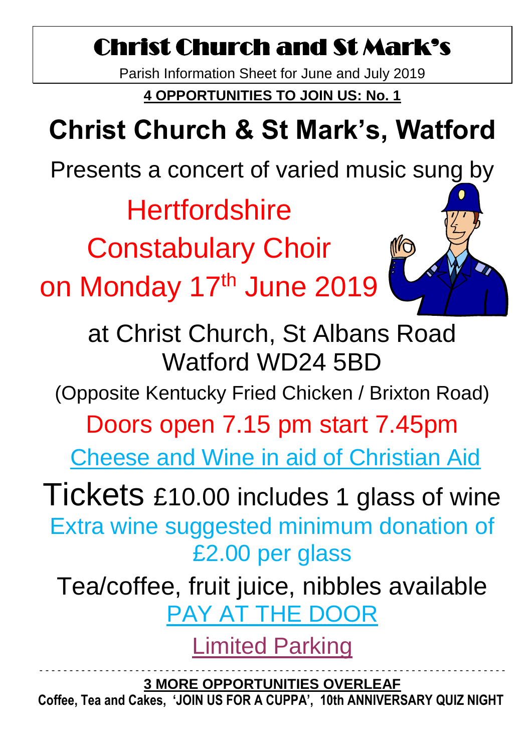# Christ Church and St Mark's

Parish Information Sheet for June and July 2019

**4 OPPORTUNITIES TO JOIN US: No. 1**

## Christ Church & St Mark's, Watford

Presents a concert of varied music sung by

### Hertfordshire Constabulary Choir

### on Monday 17th June 2019

at Christ Church, St Albans Road
Watford WD24 5BD

(Opposite Kentucky Fried Chicken / Brixton Road)

Doors open 7.15 pm start 7.45pm

Cheese and Wine in aid of Christian Aid

Tickets £10.00 includes 1 glass of wine

Extra wine suggested minimum donation of £2.00 per glass

Tea/coffee, fruit juice, nibbles available

PAY AT THE DOOR

Limited Parking

---

**3 MORE OPPORTUNITIES OVERLEAF**

**Coffee, Tea and Cakes, 'JOIN US FOR A CUPPA', 10th ANNIVERSARY QUIZ NIGHT**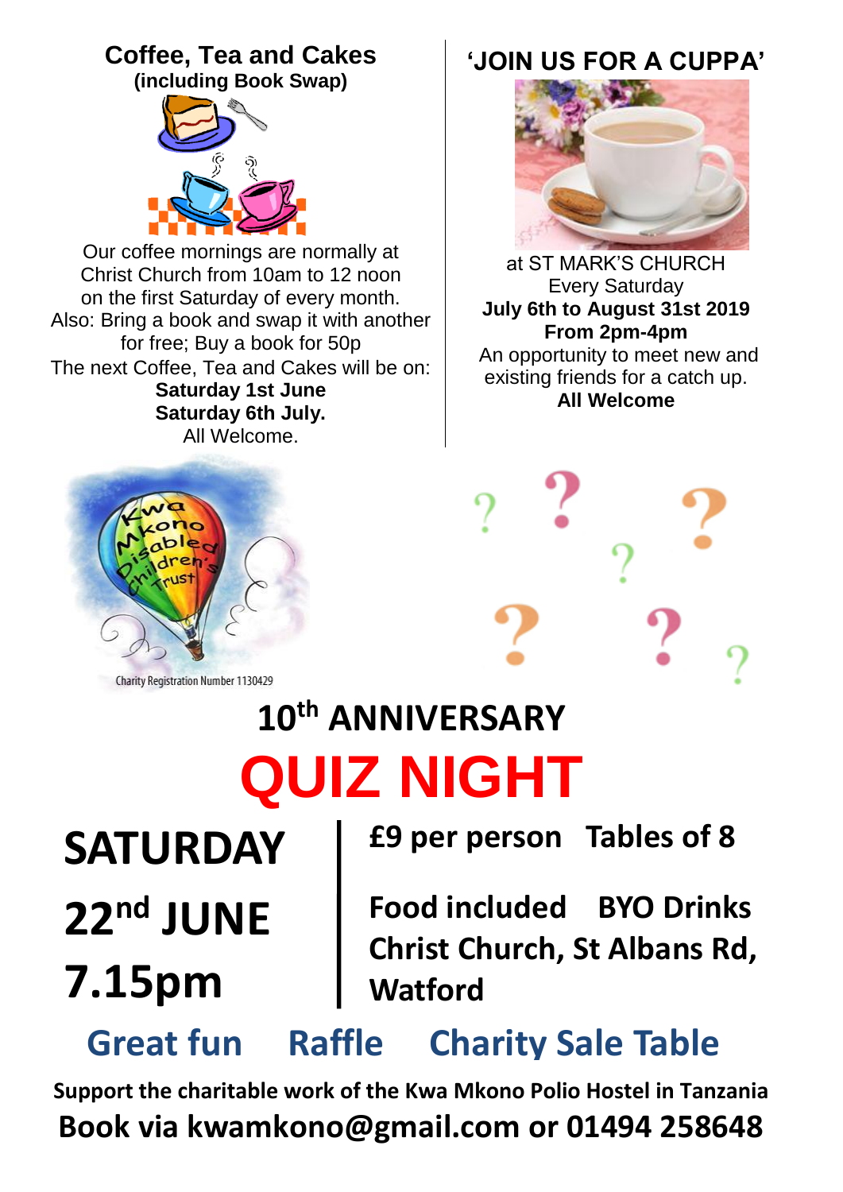## Coffee, Tea and Cakes
**(including Book Swap)**

Our coffee mornings are normally at Christ Church from 10am to 12 noon on the first Saturday of every month.
Also: Bring a book and swap it with another for free; Buy a book for 50p
The next Coffee, Tea and Cakes will be on:
**Saturday 1st June**
**Saturday 6th July.**
All Welcome.

## 'JOIN US FOR A CUPPA'

at ST MARK'S CHURCH
Every Saturday
**July 6th to August 31st 2019**
**From 2pm-4pm**
An opportunity to meet new and existing friends for a catch up.
**All Welcome**

Kwa Mkono Disabled Children's Trust

Charity Registration Number 1130429

# 10th ANNIVERSARY
# QUIZ NIGHT

**SATURDAY**
**22nd JUNE**
**7.15pm**

**£9 per person   Tables of 8**

**Food included   BYO Drinks**
**Christ Church, St Albans Rd, Watford**

**Great fun   Raffle   Charity Sale Table**

**Support the charitable work of the Kwa Mkono Polio Hostel in Tanzania**
**Book via kwamkono@gmail.com or 01494 258648**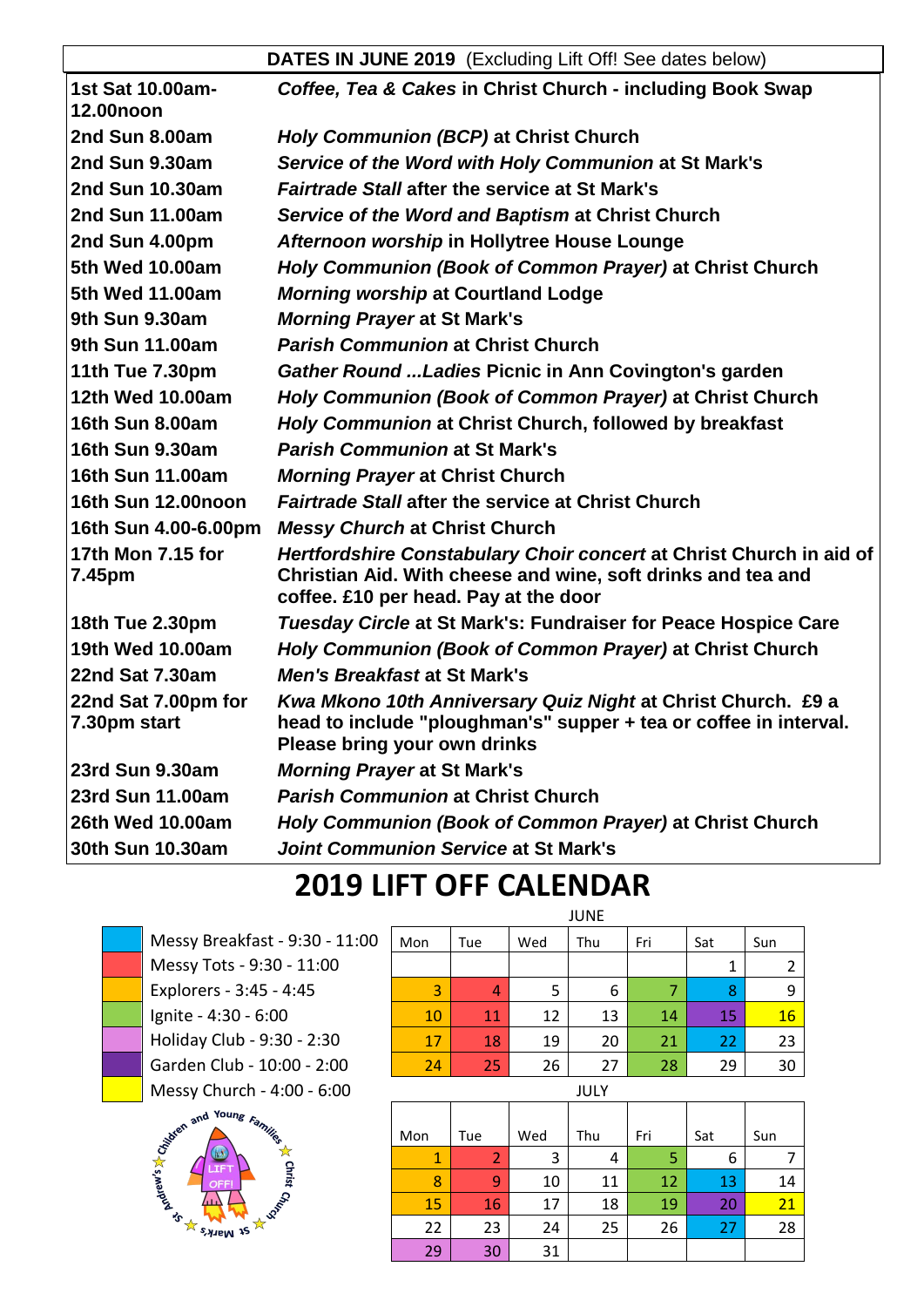| **DATES IN JUNE 2019** (Excluding Lift Off! See dates below) | |
|---|---|
| **1st Sat 10.00am-12.00noon** | ***Coffee, Tea & Cakes*** **in Christ Church - including Book Swap** |
| **2nd Sun 8.00am** | ***Holy Communion (BCP)*** **at Christ Church** |
| **2nd Sun 9.30am** | ***Service of the Word with Holy Communion*** **at St Mark's** |
| **2nd Sun 10.30am** | ***Fairtrade Stall*** **after the service at St Mark's** |
| **2nd Sun 11.00am** | ***Service of the Word and Baptism*** **at Christ Church** |
| **2nd Sun 4.00pm** | ***Afternoon worship*** **in Hollytree House Lounge** |
| **5th Wed 10.00am** | ***Holy Communion (Book of Common Prayer)*** **at Christ Church** |
| **5th Wed 11.00am** | ***Morning worship*** **at Courtland Lodge** |
| **9th Sun 9.30am** | ***Morning Prayer*** **at St Mark's** |
| **9th Sun 11.00am** | ***Parish Communion*** **at Christ Church** |
| **11th Tue 7.30pm** | ***Gather Round ...Ladies*** **Picnic in Ann Covington's garden** |
| **12th Wed 10.00am** | ***Holy Communion (Book of Common Prayer)*** **at Christ Church** |
| **16th Sun 8.00am** | ***Holy Communion*** **at Christ Church, followed by breakfast** |
| **16th Sun 9.30am** | ***Parish Communion*** **at St Mark's** |
| **16th Sun 11.00am** | ***Morning Prayer*** **at Christ Church** |
| **16th Sun 12.00noon** | ***Fairtrade Stall*** **after the service at Christ Church** |
| **16th Sun 4.00-6.00pm** | ***Messy Church*** **at Christ Church** |
| **17th Mon 7.15 for 7.45pm** | ***Hertfordshire Constabulary Choir concert*** **at Christ Church in aid of Christian Aid. With cheese and wine, soft drinks and tea and coffee. £10 per head. Pay at the door** |
| **18th Tue 2.30pm** | ***Tuesday Circle*** **at St Mark's: Fundraiser for Peace Hospice Care** |
| **19th Wed 10.00am** | ***Holy Communion (Book of Common Prayer)*** **at Christ Church** |
| **22nd Sat 7.30am** | ***Men's Breakfast*** **at St Mark's** |
| **22nd Sat 7.00pm for 7.30pm start** | ***Kwa Mkono 10th Anniversary Quiz Night*** **at Christ Church. £9 a head to include "ploughman's" supper + tea or coffee in interval. Please bring your own drinks** |
| **23rd Sun 9.30am** | ***Morning Prayer*** **at St Mark's** |
| **23rd Sun 11.00am** | ***Parish Communion*** **at Christ Church** |
| **26th Wed 10.00am** | ***Holy Communion (Book of Common Prayer)*** **at Christ Church** |
| **30th Sun 10.30am** | ***Joint Communion Service*** **at St Mark's** |

# 2019 LIFT OFF CALENDAR

Key:
- Messy Breakfast - 9:30 - 11:00 (blue)
- Messy Tots - 9:30 - 11:00 (red)
- Explorers - 3:45 - 4:45 (orange)
- Ignite - 4:30 - 6:00 (green)
- Holiday Club - 9:30 - 2:30 (pink)
- Garden Club - 10:00 - 2:00 (purple)
- Messy Church - 4:00 - 6:00 (yellow)

St Andrew's · Children and Young Families · Christ Church · St Mark's — LIFT OFF!

JUNE

| Mon | Tue | Wed | Thu | Fri | Sat | Sun |
|---|---|---|---|---|---|---|
| | | | | | 1 | 2 |
| 3 (Explorers) | 4 (Messy Tots) | 5 | 6 | 7 (Ignite) | 8 (Messy Breakfast) | 9 |
| 10 (Explorers) | 11 (Messy Tots) | 12 | 13 | 14 (Ignite) | 15 (Garden Club) | 16 (Messy Church) |
| 17 (Explorers) | 18 (Messy Tots) | 19 | 20 | 21 (Ignite) | 22 (Messy Breakfast) | 23 |
| 24 (Explorers) | 25 (Messy Tots) | 26 | 27 | 28 (Ignite) | 29 | 30 |

JULY

| Mon | Tue | Wed | Thu | Fri | Sat | Sun |
|---|---|---|---|---|---|---|
| 1 (Explorers) | 2 (Messy Tots) | 3 | 4 | 5 (Ignite) | 6 | 7 |
| 8 (Explorers) | 9 (Messy Tots) | 10 | 11 | 12 (Ignite) | 13 (Messy Breakfast) | 14 |
| 15 (Explorers) | 16 (Messy Tots) | 17 | 18 | 19 (Ignite) | 20 (Garden Club) | 21 (Messy Church) |
| 22 | 23 | 24 | 25 | 26 | 27 (Messy Breakfast) | 28 |
| 29 (Holiday Club) | 30 (Holiday Club) | 31 | | | | |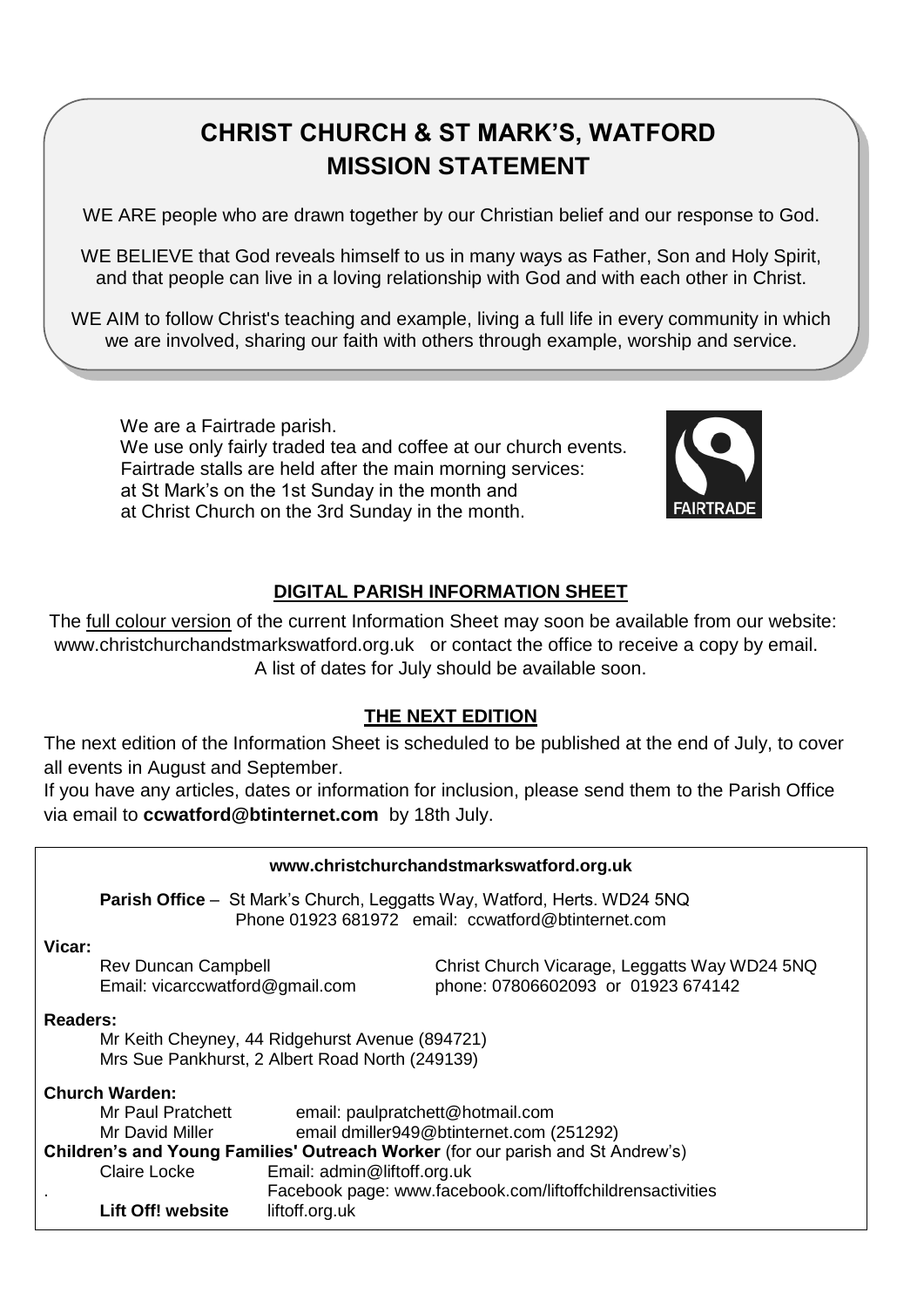# CHRIST CHURCH & ST MARK'S, WATFORD
# MISSION STATEMENT

WE ARE people who are drawn together by our Christian belief and our response to God.

WE BELIEVE that God reveals himself to us in many ways as Father, Son and Holy Spirit, and that people can live in a loving relationship with God and with each other in Christ.

WE AIM to follow Christ's teaching and example, living a full life in every community in which we are involved, sharing our faith with others through example, worship and service.

We are a Fairtrade parish.
We use only fairly traded tea and coffee at our church events.
Fairtrade stalls are held after the main morning services:
at St Mark's on the 1st Sunday in the month and
at Christ Church on the 3rd Sunday in the month.

FAIRTRADE

## DIGITAL PARISH INFORMATION SHEET

The full colour version of the current Information Sheet may soon be available from our website: www.christchurchandstmarkswatford.org.uk or contact the office to receive a copy by email. A list of dates for July should be available soon.

## THE NEXT EDITION

The next edition of the Information Sheet is scheduled to be published at the end of July, to cover all events in August and September.

If you have any articles, dates or information for inclusion, please send them to the Parish Office via email to **ccwatford@btinternet.com** by 18th July.

**www.christchurchandstmarkswatford.org.uk**

**Parish Office** – St Mark's Church, Leggatts Way, Watford, Herts. WD24 5NQ
Phone 01923 681972 email: ccwatford@btinternet.com

**Vicar:**
Rev Duncan Campbell — Christ Church Vicarage, Leggatts Way WD24 5NQ
Email: vicarccwatford@gmail.com — phone: 07806602093 or 01923 674142

**Readers:**
Mr Keith Cheyney, 44 Ridgehurst Avenue (894721)
Mrs Sue Pankhurst, 2 Albert Road North (249139)

**Church Warden:**
Mr Paul Pratchett — email: paulpratchett@hotmail.com
Mr David Miller — email dmiller949@btinternet.com (251292)

**Children's and Young Families' Outreach Worker** (for our parish and St Andrew's)
Claire Locke — Email: admin@liftoff.org.uk
Facebook page: www.facebook.com/liftoffchildrensactivities
**Lift Off! website** — liftoff.org.uk